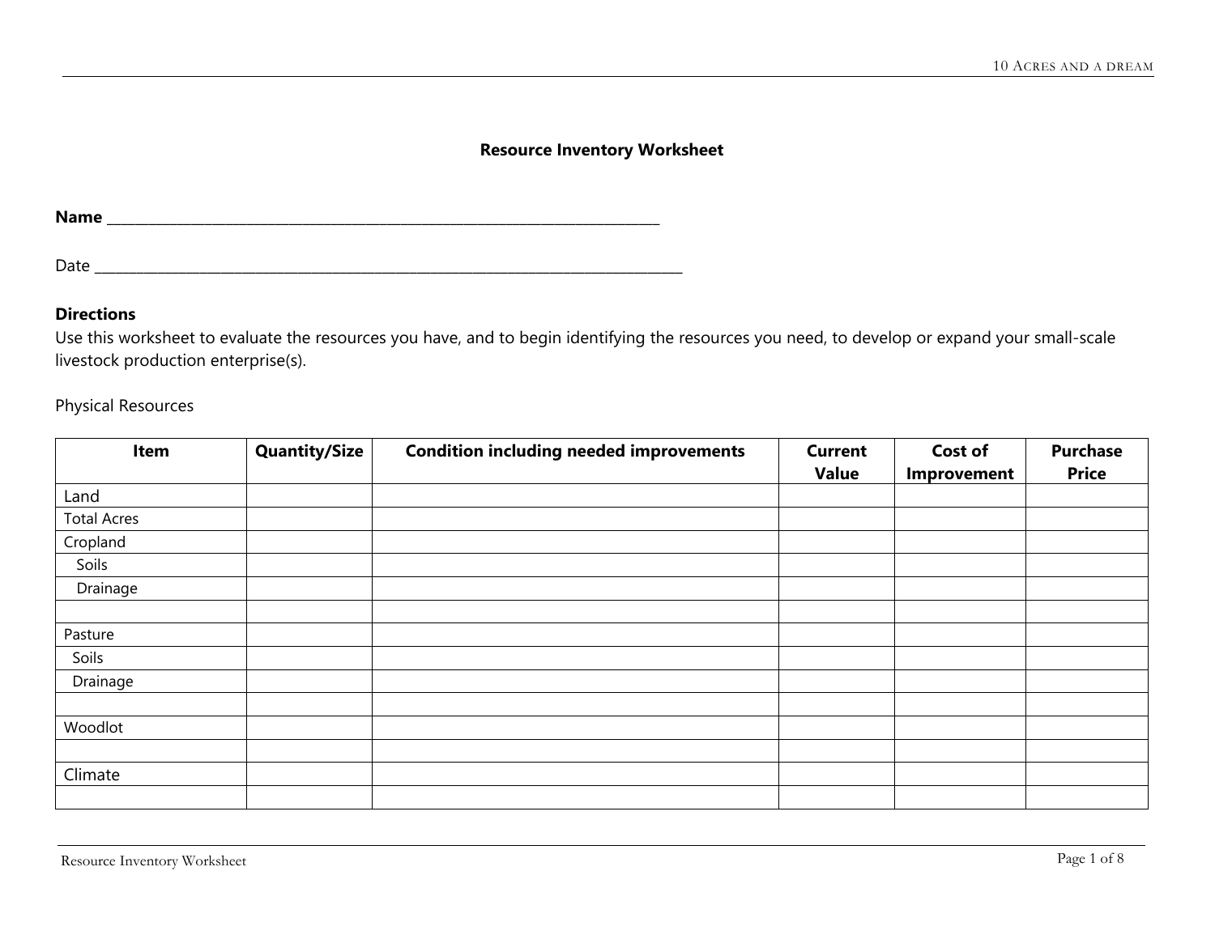## Resource Inventory Worksheet

**Name** ___________________________________________________________________________

Date ________________________________________________________________________________

**Directions**

Use this worksheet to evaluate the resources you have, and to begin identifying the resources you need, to develop or expand your small-scale livestock production enterprise(s).

Physical Resources

| Item | Quantity/Size | Condition including needed improvements | Current Value | Cost of Improvement | Purchase Price |
|---|---|---|---|---|---|
| Land | | | | | |
| Total Acres | | | | | |
| Cropland | | | | | |
| Soils | | | | | |
| Drainage | | | | | |
| | | | | | |
| Pasture | | | | | |
| Soils | | | | | |
| Drainage | | | | | |
| | | | | | |
| Woodlot | | | | | |
| | | | | | |
| Climate | | | | | |
| | | | | | |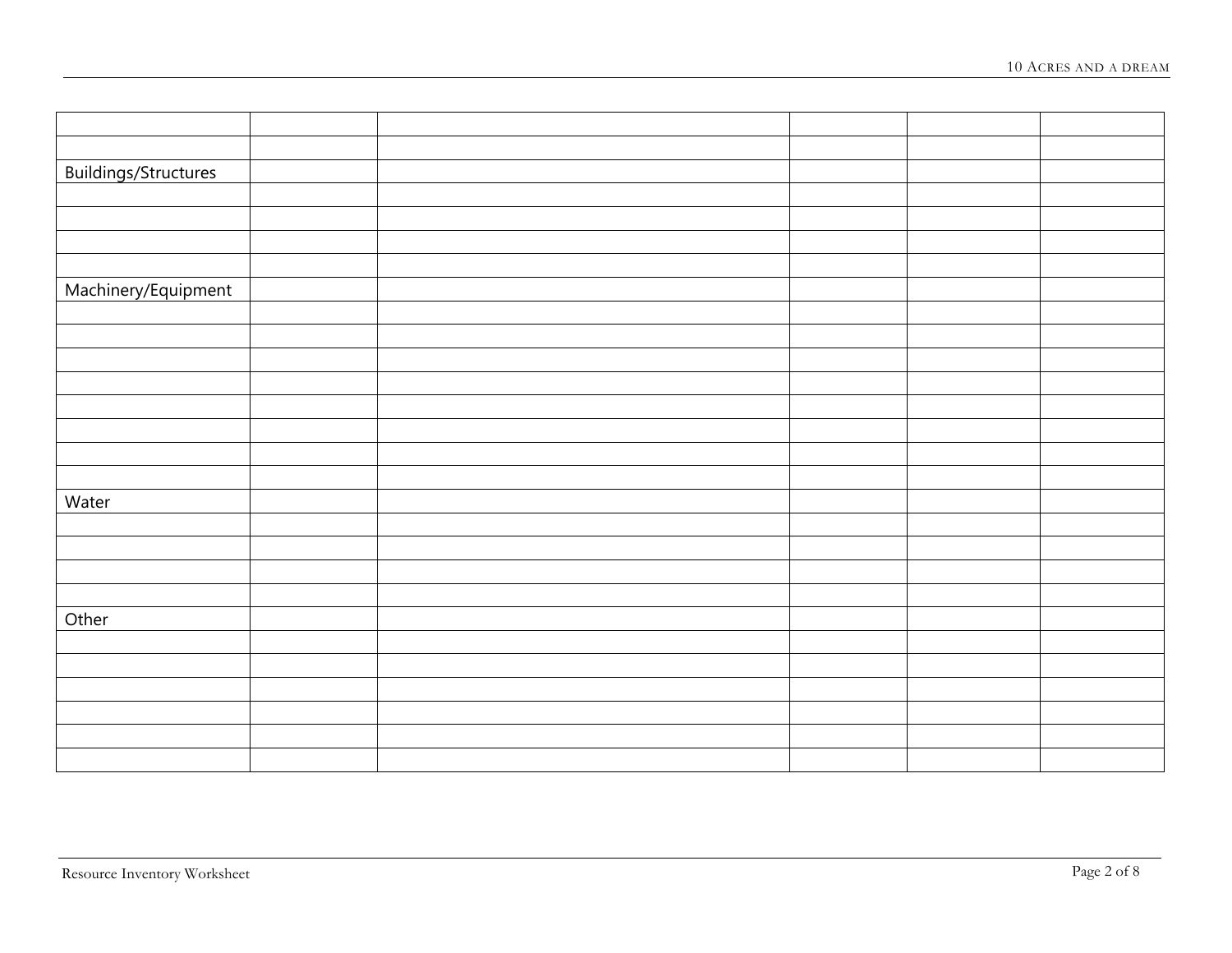| | | | | | |
|---|---|---|---|---|---|
| | | | | | |
| Buildings/Structures | | | | | |
| | | | | | |
| | | | | | |
| | | | | | |
| | | | | | |
| Machinery/Equipment | | | | | |
| | | | | | |
| | | | | | |
| | | | | | |
| | | | | | |
| | | | | | |
| | | | | | |
| | | | | | |
| | | | | | |
| Water | | | | | |
| | | | | | |
| | | | | | |
| | | | | | |
| | | | | | |
| Other | | | | | |
| | | | | | |
| | | | | | |
| | | | | | |
| | | | | | |
| | | | | | |
| | | | | | |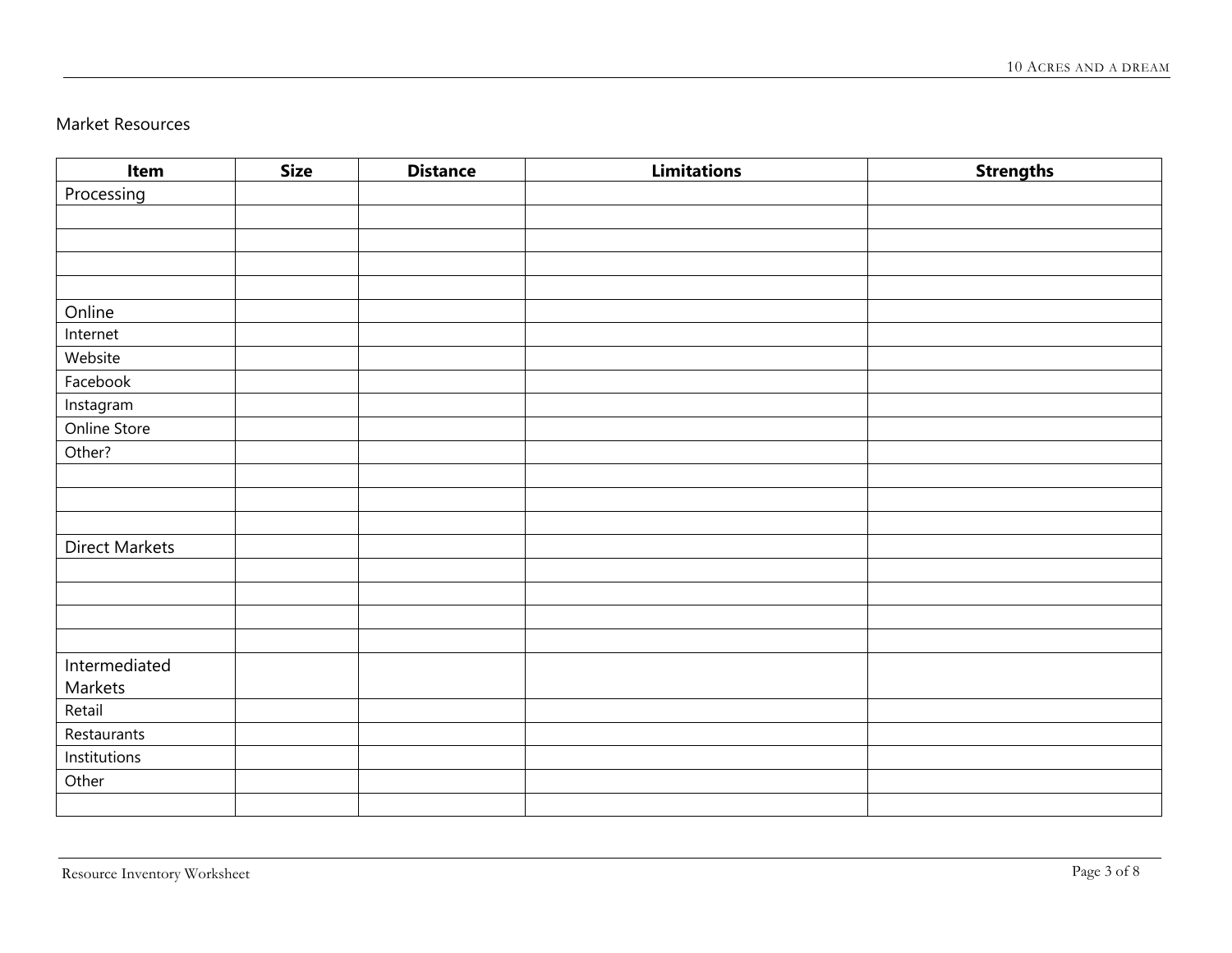Market Resources

| Item | Size | Distance | Limitations | Strengths |
|---|---|---|---|---|
| Processing | | | | |
| | | | | |
| | | | | |
| | | | | |
| | | | | |
| Online | | | | |
| Internet | | | | |
| Website | | | | |
| Facebook | | | | |
| Instagram | | | | |
| Online Store | | | | |
| Other? | | | | |
| | | | | |
| | | | | |
| | | | | |
| Direct Markets | | | | |
| | | | | |
| | | | | |
| | | | | |
| | | | | |
| Intermediated Markets | | | | |
| Retail | | | | |
| Restaurants | | | | |
| Institutions | | | | |
| Other | | | | |
| | | | | |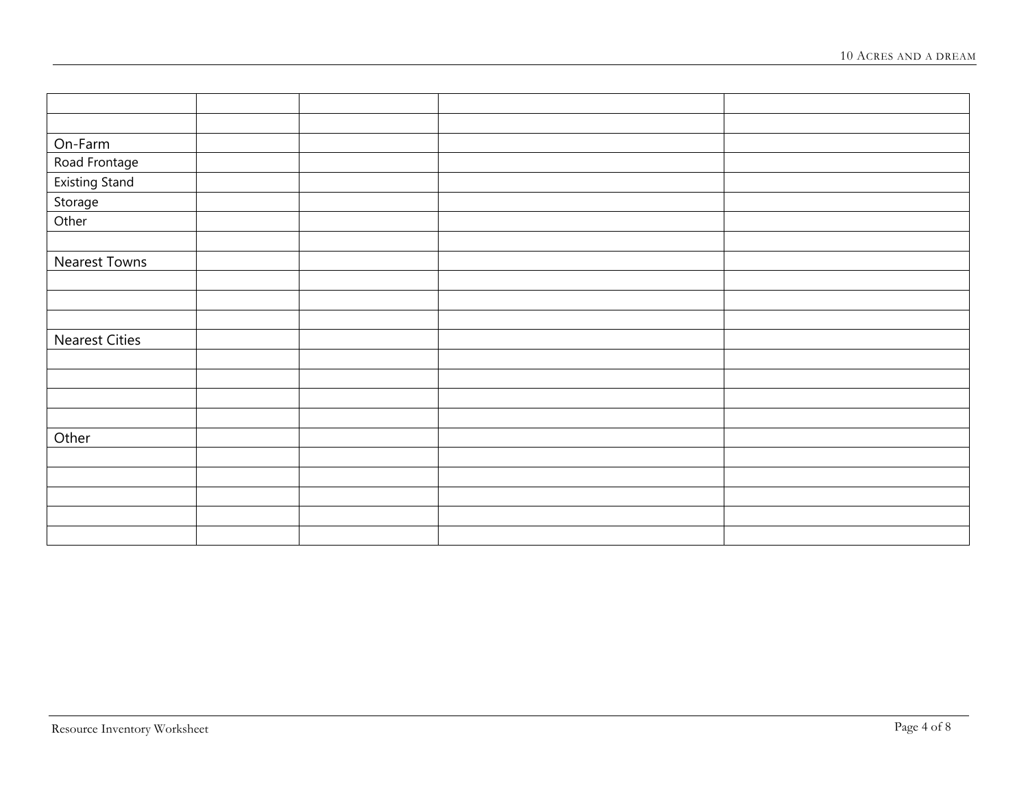| | | | | |
|---|---|---|---|---|
| | | | | |
| | | | | |
| On-Farm | | | | |
| Road Frontage | | | | |
| Existing Stand | | | | |
| Storage | | | | |
| Other | | | | |
| | | | | |
| Nearest Towns | | | | |
| | | | | |
| | | | | |
| | | | | |
| Nearest Cities | | | | |
| | | | | |
| | | | | |
| | | | | |
| | | | | |
| Other | | | | |
| | | | | |
| | | | | |
| | | | | |
| | | | | |
| | | | | |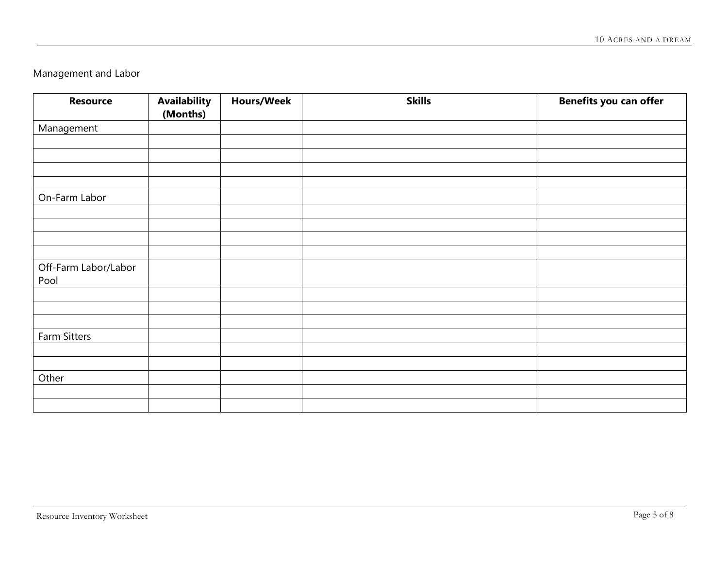Management and Labor

| Resource | Availability (Months) | Hours/Week | Skills | Benefits you can offer |
|---|---|---|---|---|
| Management | | | | |
| | | | | |
| | | | | |
| | | | | |
| | | | | |
| On-Farm Labor | | | | |
| | | | | |
| | | | | |
| | | | | |
| | | | | |
| Off-Farm Labor/Labor Pool | | | | |
| | | | | |
| | | | | |
| | | | | |
| Farm Sitters | | | | |
| | | | | |
| | | | | |
| Other | | | | |
| | | | | |
| | | | | |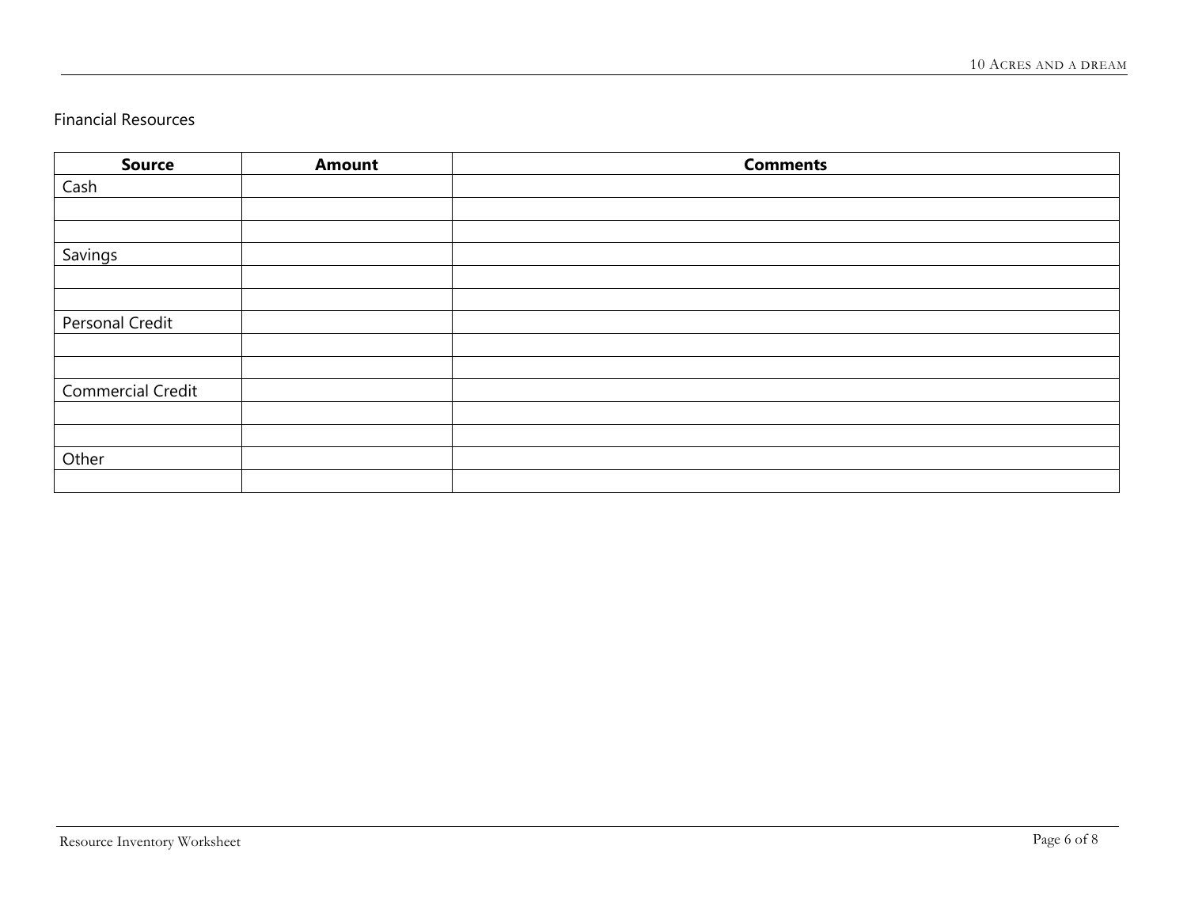Financial Resources

| Source | Amount | Comments |
|---|---|---|
| Cash | | |
| | | |
| | | |
| Savings | | |
| | | |
| | | |
| Personal Credit | | |
| | | |
| | | |
| Commercial Credit | | |
| | | |
| | | |
| Other | | |
| | | |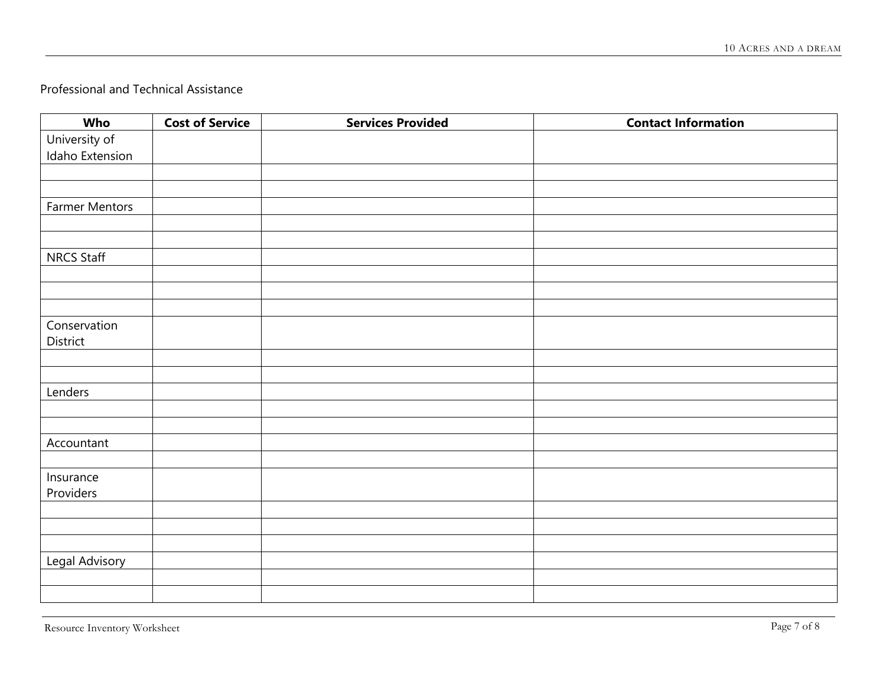Professional and Technical Assistance

| Who | Cost of Service | Services Provided | Contact Information |
|---|---|---|---|
| University of Idaho Extension | | | |
| | | | |
| | | | |
| Farmer Mentors | | | |
| | | | |
| | | | |
| NRCS Staff | | | |
| | | | |
| | | | |
| | | | |
| Conservation District | | | |
| | | | |
| | | | |
| Lenders | | | |
| | | | |
| | | | |
| Accountant | | | |
| | | | |
| Insurance Providers | | | |
| | | | |
| | | | |
| | | | |
| Legal Advisory | | | |
| | | | |
| | | | |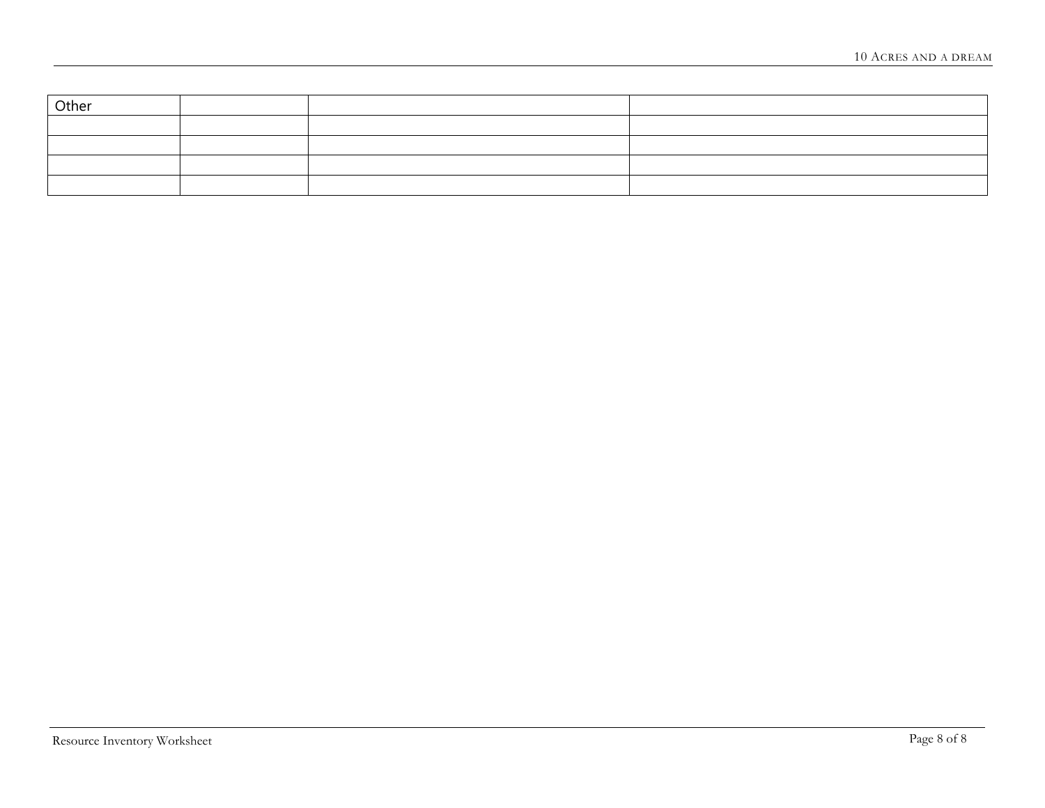| | | | |
|---|---|---|---|
| Other | | | |
| | | | |
| | | | |
| | | | |
| | | | |